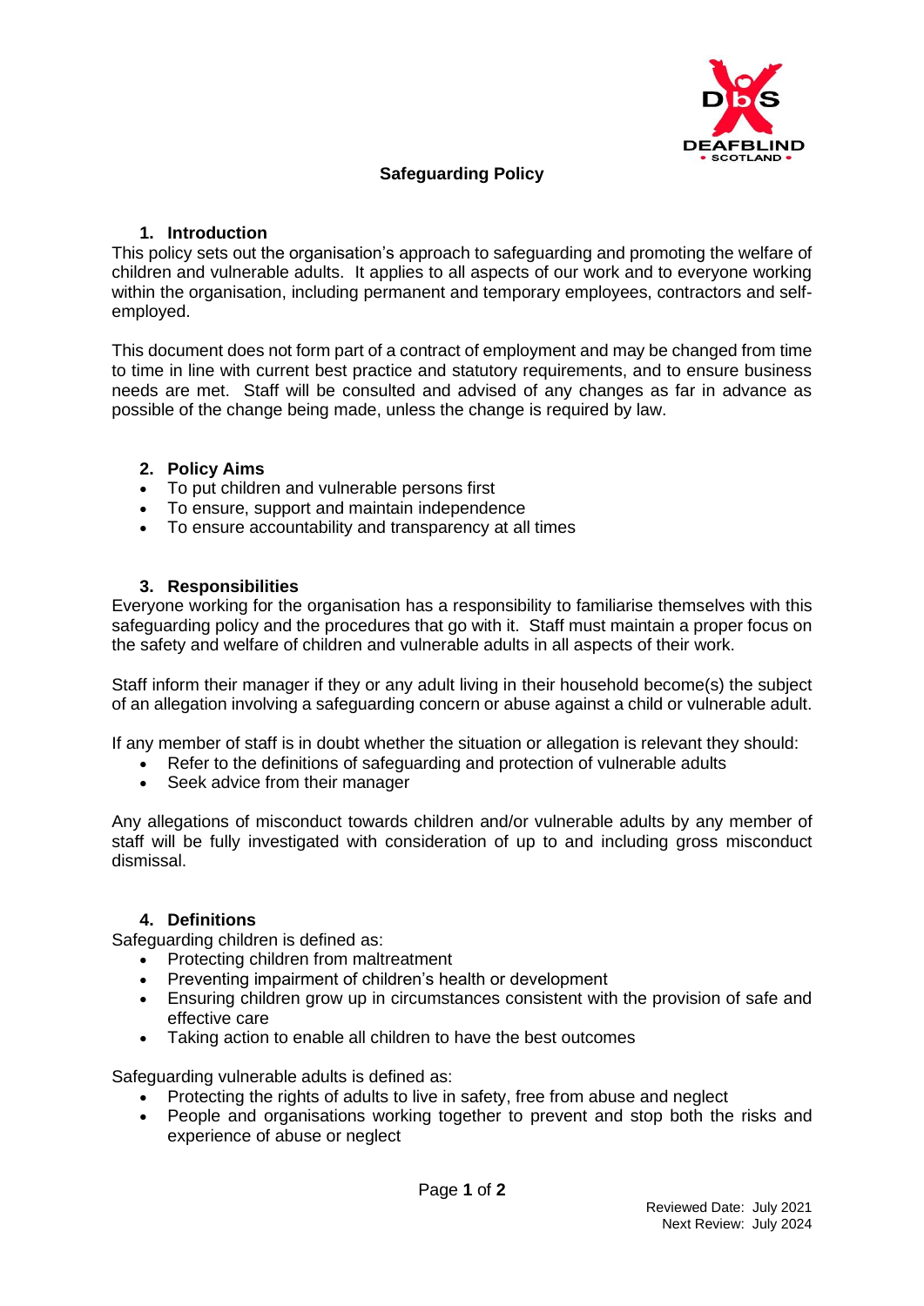# Safeguarding Policy

## 1. Introduction

This policy sets out the organisation's approach to safeguarding and promoting the welfare of children and vulnerable adults. It applies to all aspects of our work and to everyone working within the organisation, including permanent and temporary employees, contractors and self-employed.

This document does not form part of a contract of employment and may be changed from time to time in line with current best practice and statutory requirements, and to ensure business needs are met. Staff will be consulted and advised of any changes as far in advance as possible of the change being made, unless the change is required by law.

## 2. Policy Aims

- To put children and vulnerable persons first
- To ensure, support and maintain independence
- To ensure accountability and transparency at all times

## 3. Responsibilities

Everyone working for the organisation has a responsibility to familiarise themselves with this safeguarding policy and the procedures that go with it. Staff must maintain a proper focus on the safety and welfare of children and vulnerable adults in all aspects of their work.

Staff inform their manager if they or any adult living in their household become(s) the subject of an allegation involving a safeguarding concern or abuse against a child or vulnerable adult.

If any member of staff is in doubt whether the situation or allegation is relevant they should:

- Refer to the definitions of safeguarding and protection of vulnerable adults
- Seek advice from their manager

Any allegations of misconduct towards children and/or vulnerable adults by any member of staff will be fully investigated with consideration of up to and including gross misconduct dismissal.

## 4. Definitions

Safeguarding children is defined as:

- Protecting children from maltreatment
- Preventing impairment of children's health or development
- Ensuring children grow up in circumstances consistent with the provision of safe and effective care
- Taking action to enable all children to have the best outcomes

Safeguarding vulnerable adults is defined as:

- Protecting the rights of adults to live in safety, free from abuse and neglect
- People and organisations working together to prevent and stop both the risks and experience of abuse or neglect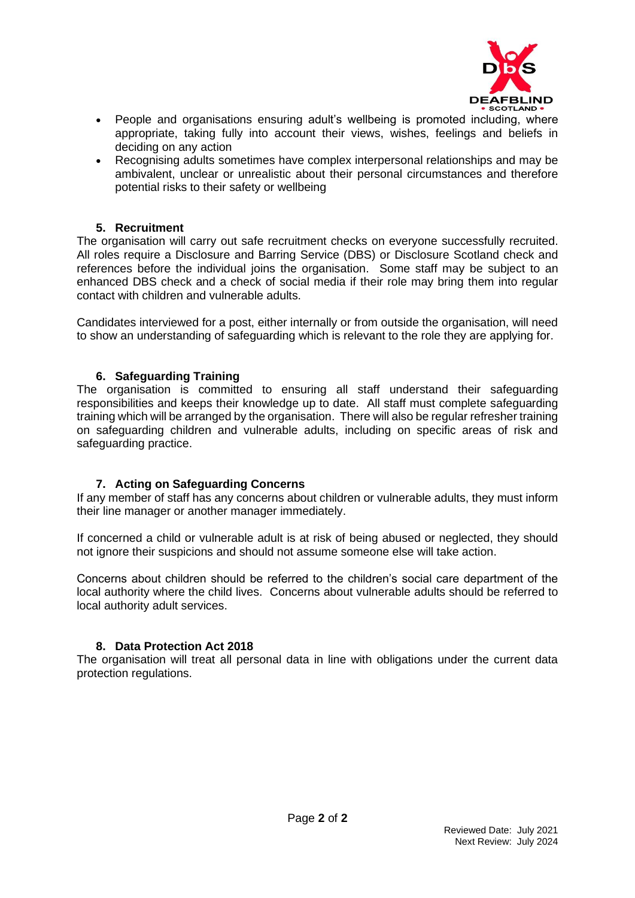- People and organisations ensuring adult's wellbeing is promoted including, where appropriate, taking fully into account their views, wishes, feelings and beliefs in deciding on any action
- Recognising adults sometimes have complex interpersonal relationships and may be ambivalent, unclear or unrealistic about their personal circumstances and therefore potential risks to their safety or wellbeing

## 5. Recruitment

The organisation will carry out safe recruitment checks on everyone successfully recruited. All roles require a Disclosure and Barring Service (DBS) or Disclosure Scotland check and references before the individual joins the organisation. Some staff may be subject to an enhanced DBS check and a check of social media if their role may bring them into regular contact with children and vulnerable adults.

Candidates interviewed for a post, either internally or from outside the organisation, will need to show an understanding of safeguarding which is relevant to the role they are applying for.

## 6. Safeguarding Training

The organisation is committed to ensuring all staff understand their safeguarding responsibilities and keeps their knowledge up to date. All staff must complete safeguarding training which will be arranged by the organisation. There will also be regular refresher training on safeguarding children and vulnerable adults, including on specific areas of risk and safeguarding practice.

## 7. Acting on Safeguarding Concerns

If any member of staff has any concerns about children or vulnerable adults, they must inform their line manager or another manager immediately.

If concerned a child or vulnerable adult is at risk of being abused or neglected, they should not ignore their suspicions and should not assume someone else will take action.

Concerns about children should be referred to the children's social care department of the local authority where the child lives. Concerns about vulnerable adults should be referred to local authority adult services.

## 8. Data Protection Act 2018

The organisation will treat all personal data in line with obligations under the current data protection regulations.

Reviewed Date: July 2021
Next Review: July 2024